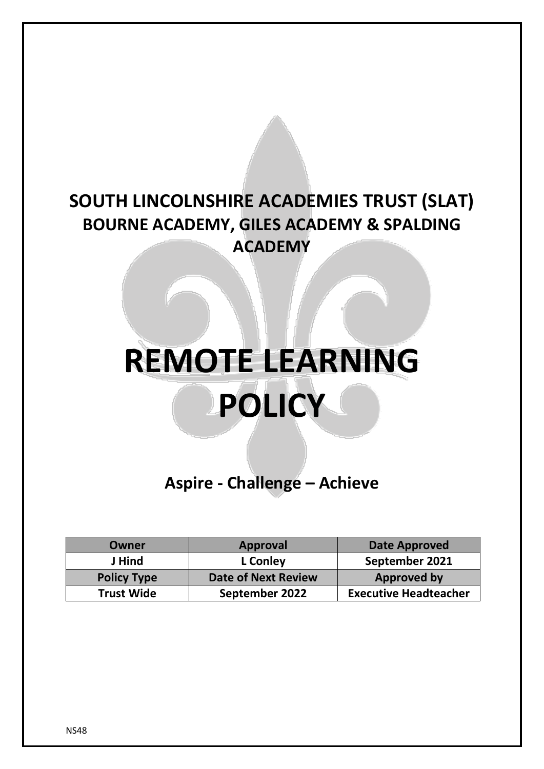# SOUTH LINCOLNSHIRE ACADEMIES TRUST (SLAT)

## BOURNE ACADEMY, GILES ACADEMY & SPALDING ACADEMY

# REMOTE LEARNING POLICY

## Aspire - Challenge – Achieve

| Owner | Approval | Date Approved |
|---|---|---|
| J Hind | L Conley | September 2021 |
| **Policy Type** | **Date of Next Review** | **Approved by** |
| Trust Wide | September 2022 | Executive Headteacher |

NS48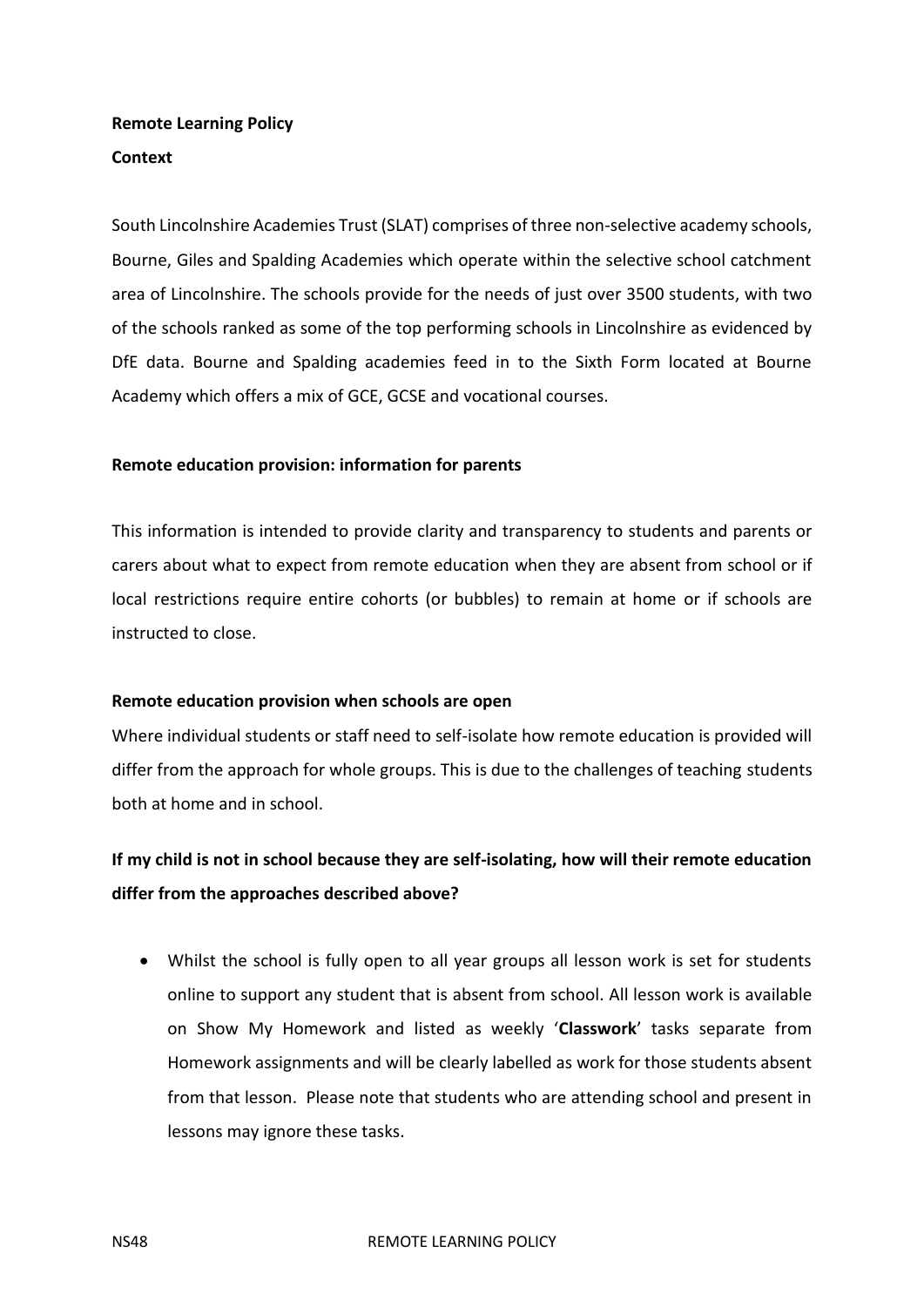**Remote Learning Policy**

**Context**

South Lincolnshire Academies Trust (SLAT) comprises of three non-selective academy schools, Bourne, Giles and Spalding Academies which operate within the selective school catchment area of Lincolnshire. The schools provide for the needs of just over 3500 students, with two of the schools ranked as some of the top performing schools in Lincolnshire as evidenced by DfE data. Bourne and Spalding academies feed in to the Sixth Form located at Bourne Academy which offers a mix of GCE, GCSE and vocational courses.

**Remote education provision: information for parents**

This information is intended to provide clarity and transparency to students and parents or carers about what to expect from remote education when they are absent from school or if local restrictions require entire cohorts (or bubbles) to remain at home or if schools are instructed to close.

**Remote education provision when schools are open**

Where individual students or staff need to self-isolate how remote education is provided will differ from the approach for whole groups. This is due to the challenges of teaching students both at home and in school.

**If my child is not in school because they are self-isolating, how will their remote education differ from the approaches described above?**

- Whilst the school is fully open to all year groups all lesson work is set for students online to support any student that is absent from school. All lesson work is available on Show My Homework and listed as weekly '**Classwork**' tasks separate from Homework assignments and will be clearly labelled as work for those students absent from that lesson. Please note that students who are attending school and present in lessons may ignore these tasks.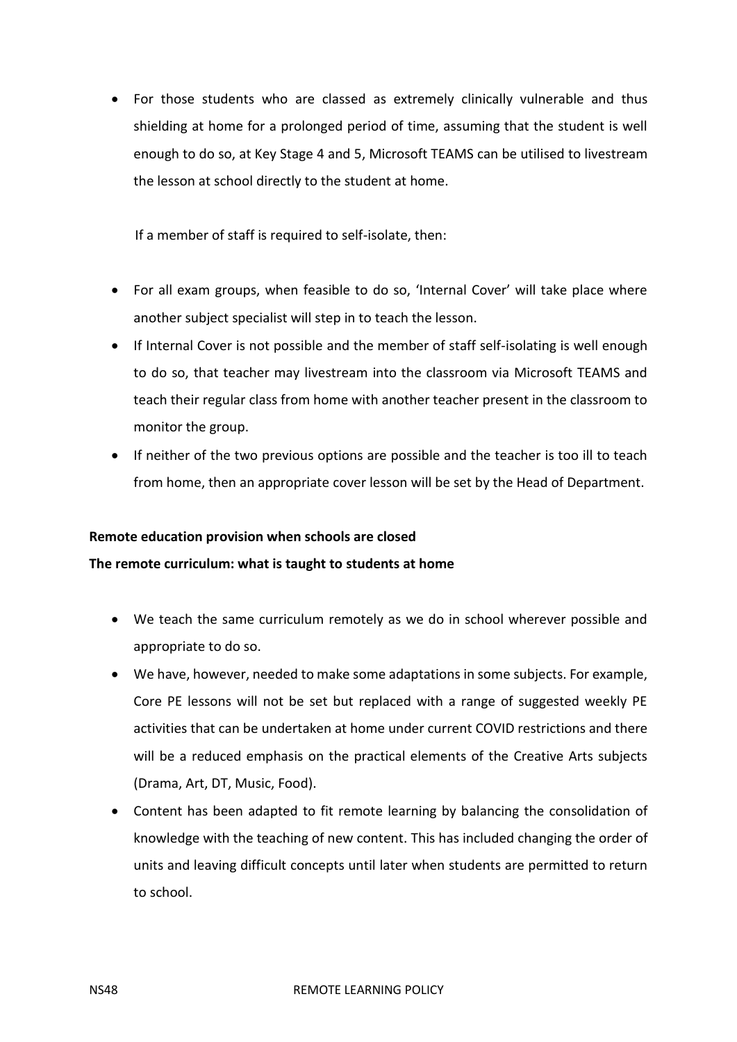- For those students who are classed as extremely clinically vulnerable and thus shielding at home for a prolonged period of time, assuming that the student is well enough to do so, at Key Stage 4 and 5, Microsoft TEAMS can be utilised to livestream the lesson at school directly to the student at home.

If a member of staff is required to self-isolate, then:

- For all exam groups, when feasible to do so, 'Internal Cover' will take place where another subject specialist will step in to teach the lesson.
- If Internal Cover is not possible and the member of staff self-isolating is well enough to do so, that teacher may livestream into the classroom via Microsoft TEAMS and teach their regular class from home with another teacher present in the classroom to monitor the group.
- If neither of the two previous options are possible and the teacher is too ill to teach from home, then an appropriate cover lesson will be set by the Head of Department.

**Remote education provision when schools are closed**

**The remote curriculum: what is taught to students at home**

- We teach the same curriculum remotely as we do in school wherever possible and appropriate to do so.
- We have, however, needed to make some adaptations in some subjects. For example, Core PE lessons will not be set but replaced with a range of suggested weekly PE activities that can be undertaken at home under current COVID restrictions and there will be a reduced emphasis on the practical elements of the Creative Arts subjects (Drama, Art, DT, Music, Food).
- Content has been adapted to fit remote learning by balancing the consolidation of knowledge with the teaching of new content. This has included changing the order of units and leaving difficult concepts until later when students are permitted to return to school.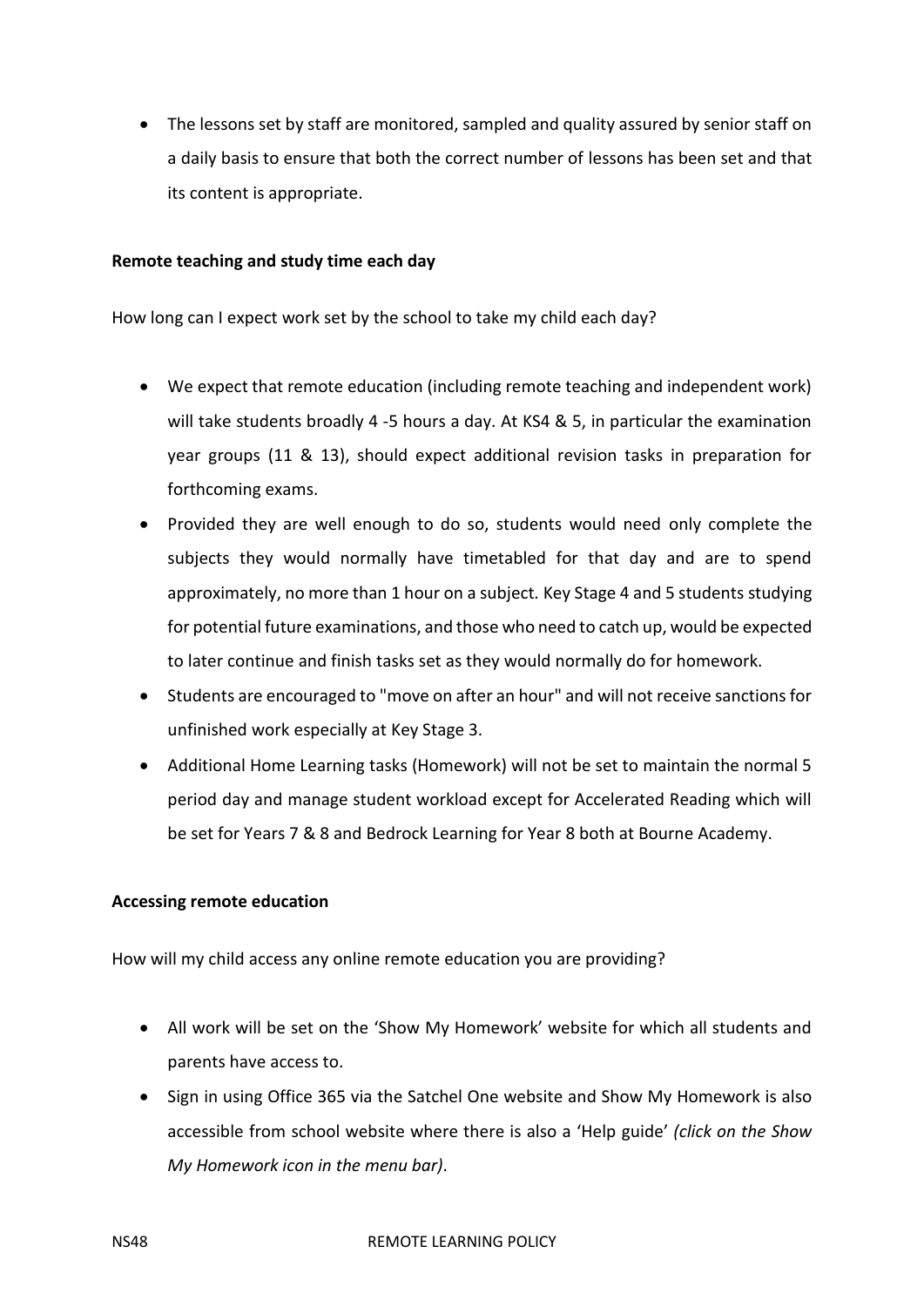- The lessons set by staff are monitored, sampled and quality assured by senior staff on a daily basis to ensure that both the correct number of lessons has been set and that its content is appropriate.

**Remote teaching and study time each day**

How long can I expect work set by the school to take my child each day?

- We expect that remote education (including remote teaching and independent work) will take students broadly 4 -5 hours a day. At KS4 & 5, in particular the examination year groups (11 & 13), should expect additional revision tasks in preparation for forthcoming exams.
- Provided they are well enough to do so, students would need only complete the subjects they would normally have timetabled for that day and are to spend approximately, no more than 1 hour on a subject. Key Stage 4 and 5 students studying for potential future examinations, and those who need to catch up, would be expected to later continue and finish tasks set as they would normally do for homework.
- Students are encouraged to "move on after an hour" and will not receive sanctions for unfinished work especially at Key Stage 3.
- Additional Home Learning tasks (Homework) will not be set to maintain the normal 5 period day and manage student workload except for Accelerated Reading which will be set for Years 7 & 8 and Bedrock Learning for Year 8 both at Bourne Academy.

**Accessing remote education**

How will my child access any online remote education you are providing?

- All work will be set on the 'Show My Homework' website for which all students and parents have access to.
- Sign in using Office 365 via the Satchel One website and Show My Homework is also accessible from school website where there is also a 'Help guide' *(click on the Show My Homework icon in the menu bar)*.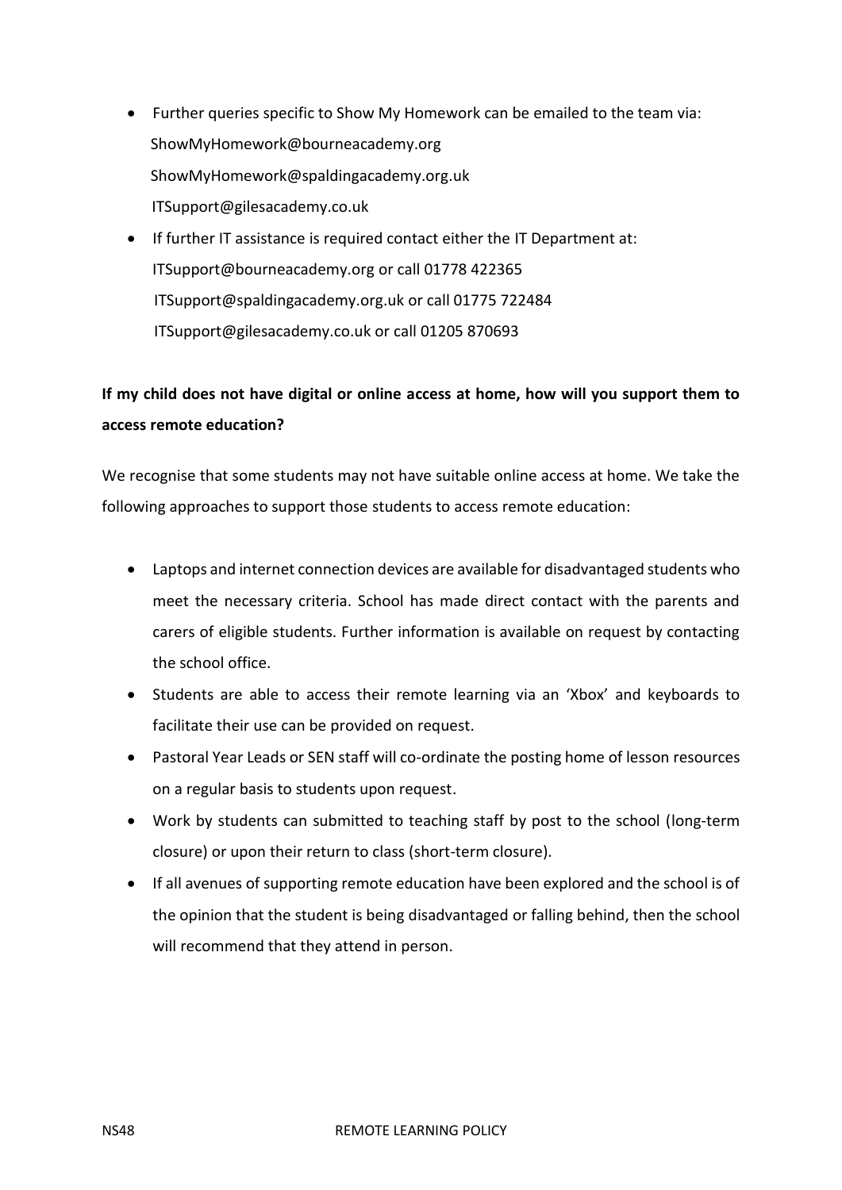- Further queries specific to Show My Homework can be emailed to the team via:
  ShowMyHomework@bourneacademy.org
  ShowMyHomework@spaldingacademy.org.uk
  ITSupport@gilesacademy.co.uk
- If further IT assistance is required contact either the IT Department at:
  ITSupport@bourneacademy.org or call 01778 422365
  ITSupport@spaldingacademy.org.uk or call 01775 722484
  ITSupport@gilesacademy.co.uk or call 01205 870693

**If my child does not have digital or online access at home, how will you support them to access remote education?**

We recognise that some students may not have suitable online access at home. We take the following approaches to support those students to access remote education:

- Laptops and internet connection devices are available for disadvantaged students who meet the necessary criteria. School has made direct contact with the parents and carers of eligible students. Further information is available on request by contacting the school office.
- Students are able to access their remote learning via an 'Xbox' and keyboards to facilitate their use can be provided on request.
- Pastoral Year Leads or SEN staff will co-ordinate the posting home of lesson resources on a regular basis to students upon request.
- Work by students can submitted to teaching staff by post to the school (long-term closure) or upon their return to class (short-term closure).
- If all avenues of supporting remote education have been explored and the school is of the opinion that the student is being disadvantaged or falling behind, then the school will recommend that they attend in person.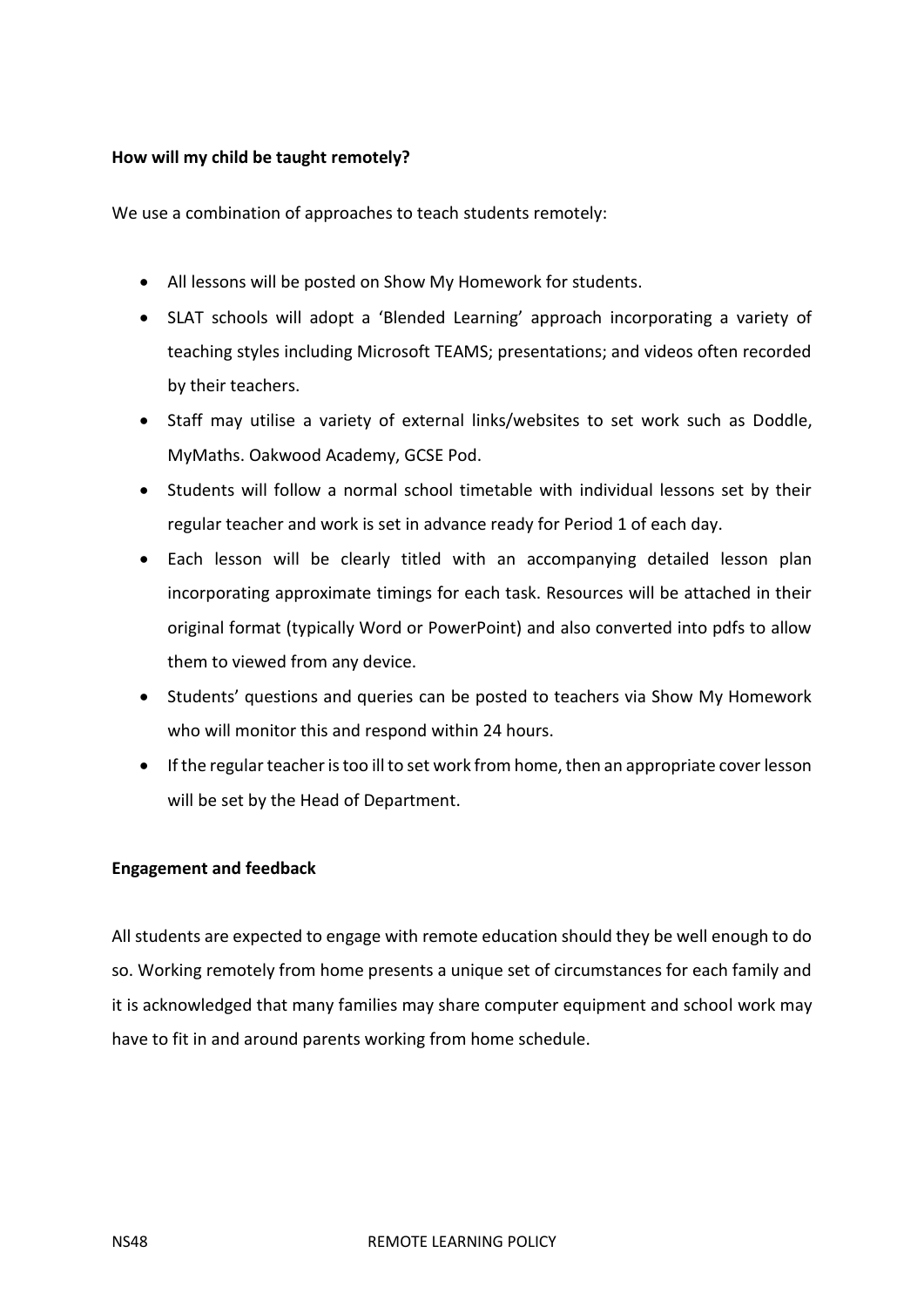**How will my child be taught remotely?**

We use a combination of approaches to teach students remotely:

- All lessons will be posted on Show My Homework for students.
- SLAT schools will adopt a 'Blended Learning' approach incorporating a variety of teaching styles including Microsoft TEAMS; presentations; and videos often recorded by their teachers.
- Staff may utilise a variety of external links/websites to set work such as Doddle, MyMaths. Oakwood Academy, GCSE Pod.
- Students will follow a normal school timetable with individual lessons set by their regular teacher and work is set in advance ready for Period 1 of each day.
- Each lesson will be clearly titled with an accompanying detailed lesson plan incorporating approximate timings for each task. Resources will be attached in their original format (typically Word or PowerPoint) and also converted into pdfs to allow them to viewed from any device.
- Students' questions and queries can be posted to teachers via Show My Homework who will monitor this and respond within 24 hours.
- If the regular teacher is too ill to set work from home, then an appropriate cover lesson will be set by the Head of Department.

**Engagement and feedback**

All students are expected to engage with remote education should they be well enough to do so. Working remotely from home presents a unique set of circumstances for each family and it is acknowledged that many families may share computer equipment and school work may have to fit in and around parents working from home schedule.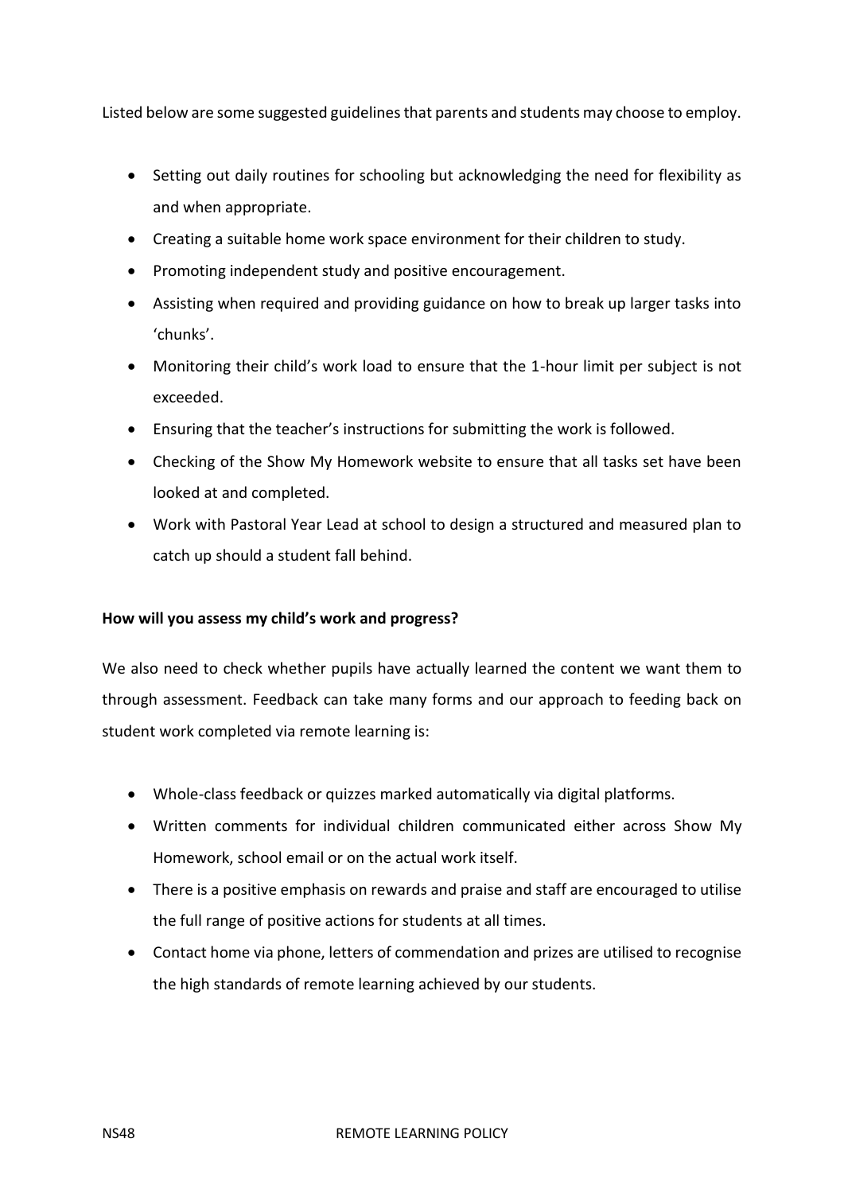Listed below are some suggested guidelines that parents and students may choose to employ.

- Setting out daily routines for schooling but acknowledging the need for flexibility as and when appropriate.
- Creating a suitable home work space environment for their children to study.
- Promoting independent study and positive encouragement.
- Assisting when required and providing guidance on how to break up larger tasks into 'chunks'.
- Monitoring their child's work load to ensure that the 1-hour limit per subject is not exceeded.
- Ensuring that the teacher's instructions for submitting the work is followed.
- Checking of the Show My Homework website to ensure that all tasks set have been looked at and completed.
- Work with Pastoral Year Lead at school to design a structured and measured plan to catch up should a student fall behind.

**How will you assess my child's work and progress?**

We also need to check whether pupils have actually learned the content we want them to through assessment. Feedback can take many forms and our approach to feeding back on student work completed via remote learning is:

- Whole-class feedback or quizzes marked automatically via digital platforms.
- Written comments for individual children communicated either across Show My Homework, school email or on the actual work itself.
- There is a positive emphasis on rewards and praise and staff are encouraged to utilise the full range of positive actions for students at all times.
- Contact home via phone, letters of commendation and prizes are utilised to recognise the high standards of remote learning achieved by our students.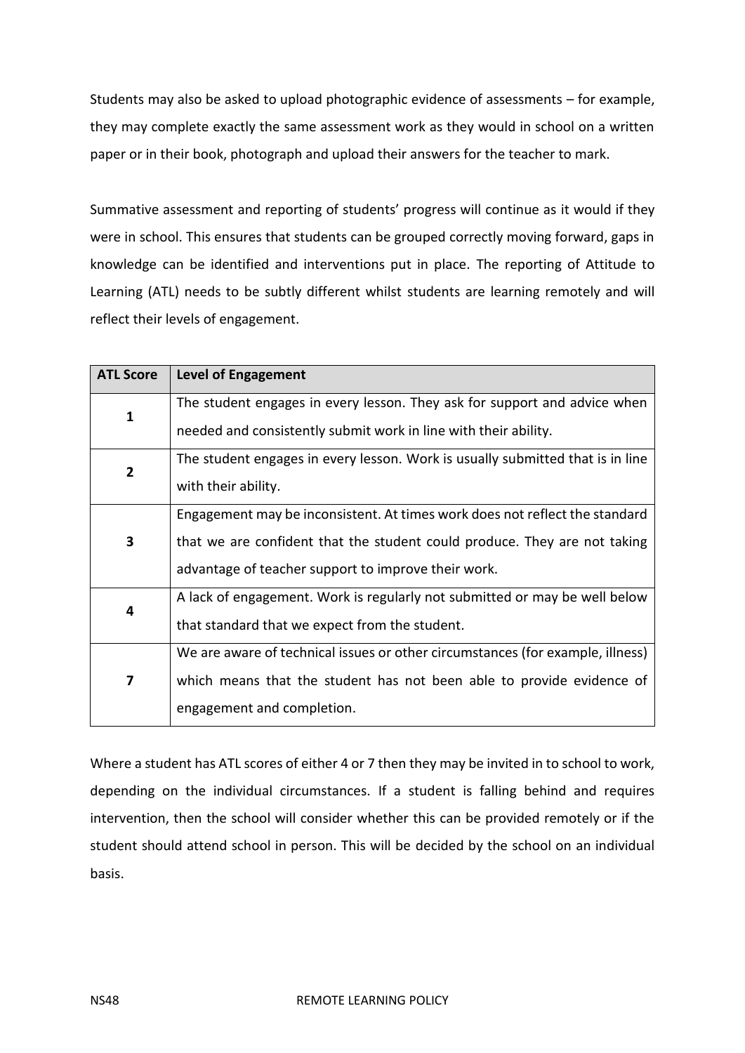Students may also be asked to upload photographic evidence of assessments – for example, they may complete exactly the same assessment work as they would in school on a written paper or in their book, photograph and upload their answers for the teacher to mark.

Summative assessment and reporting of students' progress will continue as it would if they were in school. This ensures that students can be grouped correctly moving forward, gaps in knowledge can be identified and interventions put in place. The reporting of Attitude to Learning (ATL) needs to be subtly different whilst students are learning remotely and will reflect their levels of engagement.

| ATL Score | Level of Engagement |
| --- | --- |
| 1 | The student engages in every lesson. They ask for support and advice when needed and consistently submit work in line with their ability. |
| 2 | The student engages in every lesson. Work is usually submitted that is in line with their ability. |
| 3 | Engagement may be inconsistent. At times work does not reflect the standard that we are confident that the student could produce. They are not taking advantage of teacher support to improve their work. |
| 4 | A lack of engagement. Work is regularly not submitted or may be well below that standard that we expect from the student. |
| 7 | We are aware of technical issues or other circumstances (for example, illness) which means that the student has not been able to provide evidence of engagement and completion. |

Where a student has ATL scores of either 4 or 7 then they may be invited in to school to work, depending on the individual circumstances. If a student is falling behind and requires intervention, then the school will consider whether this can be provided remotely or if the student should attend school in person. This will be decided by the school on an individual basis.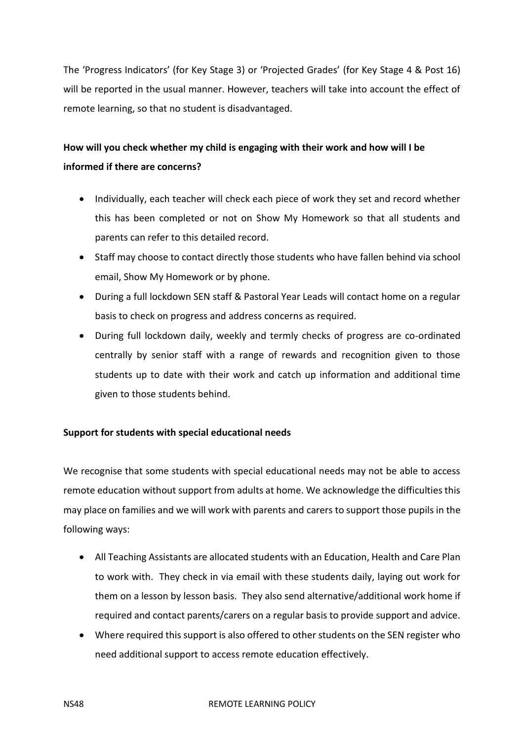The 'Progress Indicators' (for Key Stage 3) or 'Projected Grades' (for Key Stage 4 & Post 16) will be reported in the usual manner. However, teachers will take into account the effect of remote learning, so that no student is disadvantaged.

**How will you check whether my child is engaging with their work and how will I be informed if there are concerns?**

- Individually, each teacher will check each piece of work they set and record whether this has been completed or not on Show My Homework so that all students and parents can refer to this detailed record.
- Staff may choose to contact directly those students who have fallen behind via school email, Show My Homework or by phone.
- During a full lockdown SEN staff & Pastoral Year Leads will contact home on a regular basis to check on progress and address concerns as required.
- During full lockdown daily, weekly and termly checks of progress are co-ordinated centrally by senior staff with a range of rewards and recognition given to those students up to date with their work and catch up information and additional time given to those students behind.

**Support for students with special educational needs**

We recognise that some students with special educational needs may not be able to access remote education without support from adults at home. We acknowledge the difficulties this may place on families and we will work with parents and carers to support those pupils in the following ways:

- All Teaching Assistants are allocated students with an Education, Health and Care Plan to work with. They check in via email with these students daily, laying out work for them on a lesson by lesson basis. They also send alternative/additional work home if required and contact parents/carers on a regular basis to provide support and advice.
- Where required this support is also offered to other students on the SEN register who need additional support to access remote education effectively.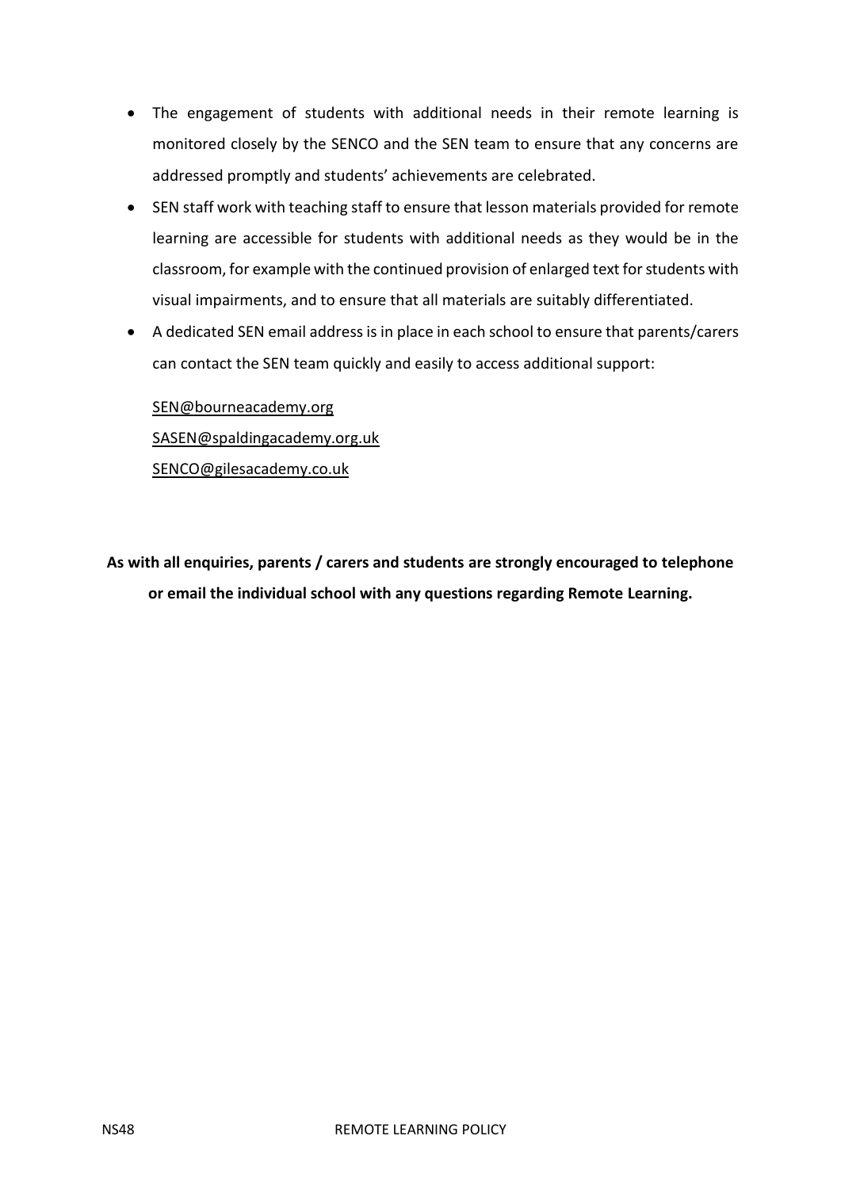- The engagement of students with additional needs in their remote learning is monitored closely by the SENCO and the SEN team to ensure that any concerns are addressed promptly and students' achievements are celebrated.
- SEN staff work with teaching staff to ensure that lesson materials provided for remote learning are accessible for students with additional needs as they would be in the classroom, for example with the continued provision of enlarged text for students with visual impairments, and to ensure that all materials are suitably differentiated.
- A dedicated SEN email address is in place in each school to ensure that parents/carers can contact the SEN team quickly and easily to access additional support:

  SEN@bourneacademy.org
  SASEN@spaldingacademy.org.uk
  SENCO@gilesacademy.co.uk

**As with all enquiries, parents / carers and students are strongly encouraged to telephone or email the individual school with any questions regarding Remote Learning.**